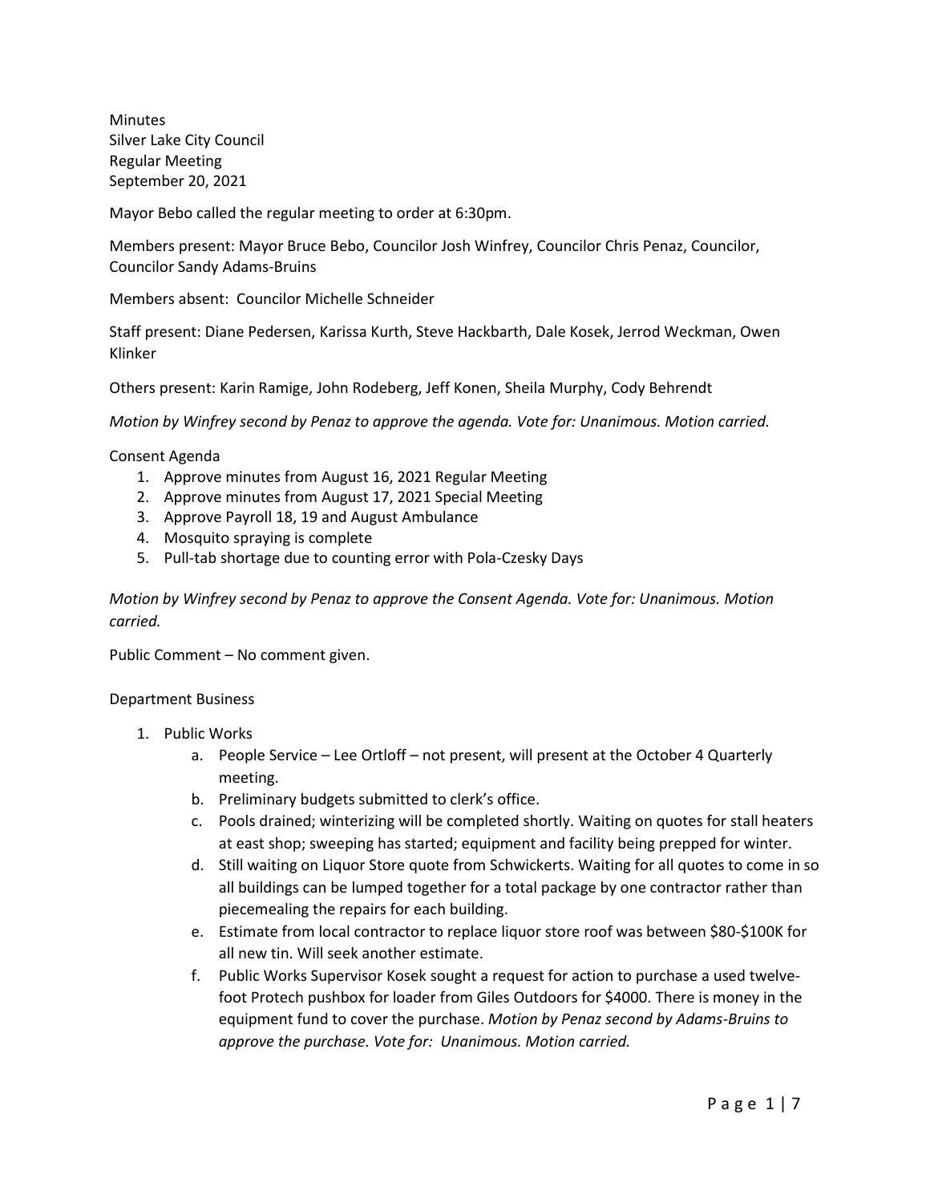Minutes
Silver Lake City Council
Regular Meeting
September 20, 2021

Mayor Bebo called the regular meeting to order at 6:30pm.

Members present: Mayor Bruce Bebo, Councilor Josh Winfrey, Councilor Chris Penaz, Councilor, Councilor Sandy Adams-Bruins

Members absent: Councilor Michelle Schneider

Staff present: Diane Pedersen, Karissa Kurth, Steve Hackbarth, Dale Kosek, Jerrod Weckman, Owen Klinker

Others present: Karin Ramige, John Rodeberg, Jeff Konen, Sheila Murphy, Cody Behrendt

*Motion by Winfrey second by Penaz to approve the agenda. Vote for: Unanimous. Motion carried.*

Consent Agenda

1. Approve minutes from August 16, 2021 Regular Meeting
2. Approve minutes from August 17, 2021 Special Meeting
3. Approve Payroll 18, 19 and August Ambulance
4. Mosquito spraying is complete
5. Pull-tab shortage due to counting error with Pola-Czesky Days

*Motion by Winfrey second by Penaz to approve the Consent Agenda. Vote for: Unanimous. Motion carried.*

Public Comment – No comment given.

Department Business

1. Public Works
    a. People Service – Lee Ortloff – not present, will present at the October 4 Quarterly meeting.
    b. Preliminary budgets submitted to clerk's office.
    c. Pools drained; winterizing will be completed shortly. Waiting on quotes for stall heaters at east shop; sweeping has started; equipment and facility being prepped for winter.
    d. Still waiting on Liquor Store quote from Schwickerts. Waiting for all quotes to come in so all buildings can be lumped together for a total package by one contractor rather than piecemealing the repairs for each building.
    e. Estimate from local contractor to replace liquor store roof was between $80-$100K for all new tin. Will seek another estimate.
    f. Public Works Supervisor Kosek sought a request for action to purchase a used twelve-foot Protech pushbox for loader from Giles Outdoors for $4000. There is money in the equipment fund to cover the purchase. *Motion by Penaz second by Adams-Bruins to approve the purchase. Vote for: Unanimous. Motion carried.*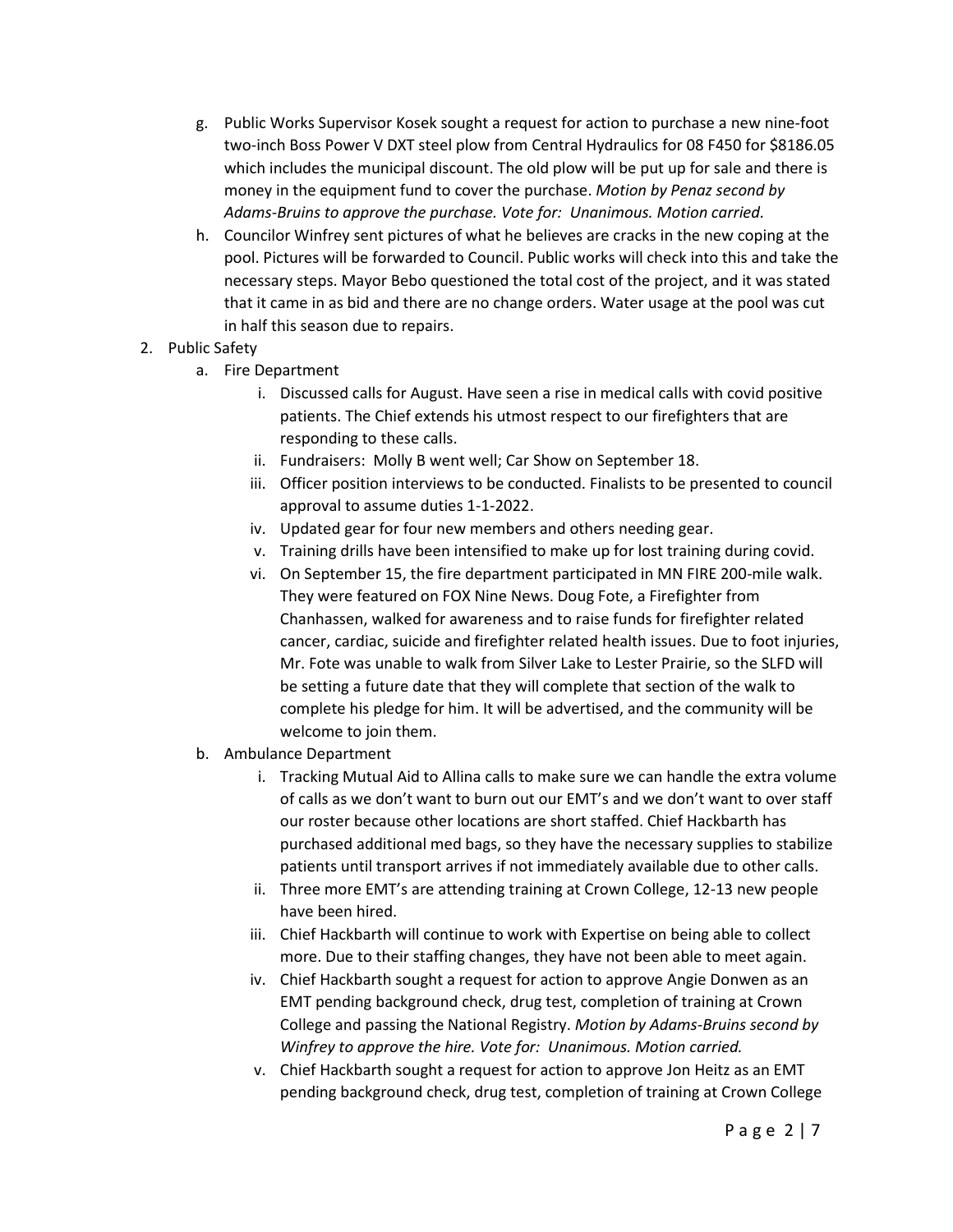g. Public Works Supervisor Kosek sought a request for action to purchase a new nine-foot two-inch Boss Power V DXT steel plow from Central Hydraulics for 08 F450 for $8186.05 which includes the municipal discount. The old plow will be put up for sale and there is money in the equipment fund to cover the purchase. *Motion by Penaz second by Adams-Bruins to approve the purchase. Vote for: Unanimous. Motion carried.*

h. Councilor Winfrey sent pictures of what he believes are cracks in the new coping at the pool. Pictures will be forwarded to Council. Public works will check into this and take the necessary steps. Mayor Bebo questioned the total cost of the project, and it was stated that it came in as bid and there are no change orders. Water usage at the pool was cut in half this season due to repairs.

2. Public Safety
   a. Fire Department
      i. Discussed calls for August. Have seen a rise in medical calls with covid positive patients. The Chief extends his utmost respect to our firefighters that are responding to these calls.
      ii. Fundraisers: Molly B went well; Car Show on September 18.
      iii. Officer position interviews to be conducted. Finalists to be presented to council approval to assume duties 1-1-2022.
      iv. Updated gear for four new members and others needing gear.
      v. Training drills have been intensified to make up for lost training during covid.
      vi. On September 15, the fire department participated in MN FIRE 200-mile walk. They were featured on FOX Nine News. Doug Fote, a Firefighter from Chanhassen, walked for awareness and to raise funds for firefighter related cancer, cardiac, suicide and firefighter related health issues. Due to foot injuries, Mr. Fote was unable to walk from Silver Lake to Lester Prairie, so the SLFD will be setting a future date that they will complete that section of the walk to complete his pledge for him. It will be advertised, and the community will be welcome to join them.
   b. Ambulance Department
      i. Tracking Mutual Aid to Allina calls to make sure we can handle the extra volume of calls as we don't want to burn out our EMT's and we don't want to over staff our roster because other locations are short staffed. Chief Hackbarth has purchased additional med bags, so they have the necessary supplies to stabilize patients until transport arrives if not immediately available due to other calls.
      ii. Three more EMT's are attending training at Crown College, 12-13 new people have been hired.
      iii. Chief Hackbarth will continue to work with Expertise on being able to collect more. Due to their staffing changes, they have not been able to meet again.
      iv. Chief Hackbarth sought a request for action to approve Angie Donwen as an EMT pending background check, drug test, completion of training at Crown College and passing the National Registry. *Motion by Adams-Bruins second by Winfrey to approve the hire. Vote for: Unanimous. Motion carried.*
      v. Chief Hackbarth sought a request for action to approve Jon Heitz as an EMT pending background check, drug test, completion of training at Crown College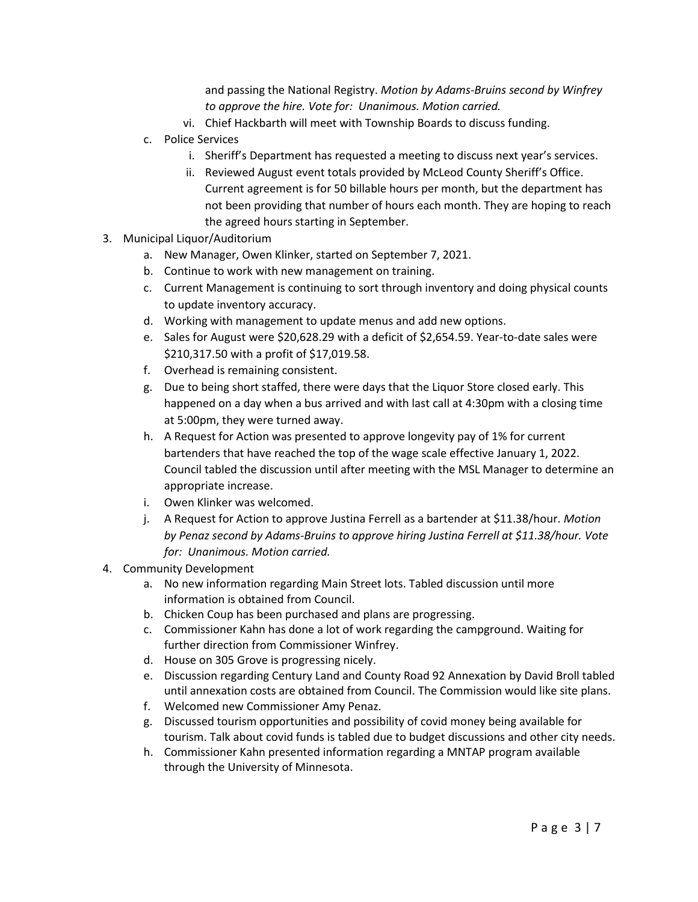and passing the National Registry. *Motion by Adams-Bruins second by Winfrey to approve the hire. Vote for: Unanimous. Motion carried.*

   vi. Chief Hackbarth will meet with Township Boards to discuss funding.

c. Police Services

   i. Sheriff's Department has requested a meeting to discuss next year's services.

   ii. Reviewed August event totals provided by McLeod County Sheriff's Office. Current agreement is for 50 billable hours per month, but the department has not been providing that number of hours each month. They are hoping to reach the agreed hours starting in September.

3. Municipal Liquor/Auditorium

   a. New Manager, Owen Klinker, started on September 7, 2021.

   b. Continue to work with new management on training.

   c. Current Management is continuing to sort through inventory and doing physical counts to update inventory accuracy.

   d. Working with management to update menus and add new options.

   e. Sales for August were $20,628.29 with a deficit of $2,654.59. Year-to-date sales were $210,317.50 with a profit of $17,019.58.

   f. Overhead is remaining consistent.

   g. Due to being short staffed, there were days that the Liquor Store closed early. This happened on a day when a bus arrived and with last call at 4:30pm with a closing time at 5:00pm, they were turned away.

   h. A Request for Action was presented to approve longevity pay of 1% for current bartenders that have reached the top of the wage scale effective January 1, 2022. Council tabled the discussion until after meeting with the MSL Manager to determine an appropriate increase.

   i. Owen Klinker was welcomed.

   j. A Request for Action to approve Justina Ferrell as a bartender at $11.38/hour. *Motion by Penaz second by Adams-Bruins to approve hiring Justina Ferrell at $11.38/hour. Vote for: Unanimous. Motion carried.*

4. Community Development

   a. No new information regarding Main Street lots. Tabled discussion until more information is obtained from Council.

   b. Chicken Coup has been purchased and plans are progressing.

   c. Commissioner Kahn has done a lot of work regarding the campground. Waiting for further direction from Commissioner Winfrey.

   d. House on 305 Grove is progressing nicely.

   e. Discussion regarding Century Land and County Road 92 Annexation by David Broll tabled until annexation costs are obtained from Council. The Commission would like site plans.

   f. Welcomed new Commissioner Amy Penaz.

   g. Discussed tourism opportunities and possibility of covid money being available for tourism. Talk about covid funds is tabled due to budget discussions and other city needs.

   h. Commissioner Kahn presented information regarding a MNTAP program available through the University of Minnesota.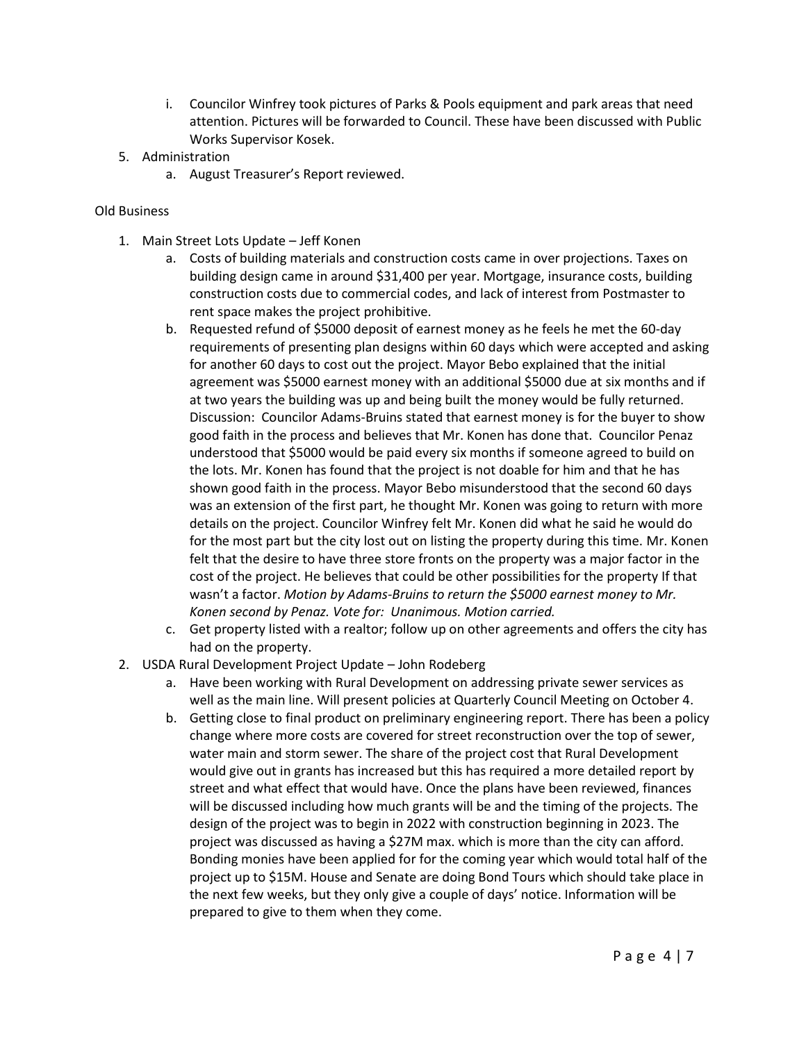i. Councilor Winfrey took pictures of Parks & Pools equipment and park areas that need attention. Pictures will be forwarded to Council. These have been discussed with Public Works Supervisor Kosek.

5. Administration
   a. August Treasurer's Report reviewed.

Old Business

1. Main Street Lots Update – Jeff Konen
   a. Costs of building materials and construction costs came in over projections. Taxes on building design came in around $31,400 per year. Mortgage, insurance costs, building construction costs due to commercial codes, and lack of interest from Postmaster to rent space makes the project prohibitive.
   b. Requested refund of $5000 deposit of earnest money as he feels he met the 60-day requirements of presenting plan designs within 60 days which were accepted and asking for another 60 days to cost out the project. Mayor Bebo explained that the initial agreement was $5000 earnest money with an additional $5000 due at six months and if at two years the building was up and being built the money would be fully returned. Discussion: Councilor Adams-Bruins stated that earnest money is for the buyer to show good faith in the process and believes that Mr. Konen has done that. Councilor Penaz understood that $5000 would be paid every six months if someone agreed to build on the lots. Mr. Konen has found that the project is not doable for him and that he has shown good faith in the process. Mayor Bebo misunderstood that the second 60 days was an extension of the first part, he thought Mr. Konen was going to return with more details on the project. Councilor Winfrey felt Mr. Konen did what he said he would do for the most part but the city lost out on listing the property during this time. Mr. Konen felt that the desire to have three store fronts on the property was a major factor in the cost of the project. He believes that could be other possibilities for the property If that wasn't a factor. *Motion by Adams-Bruins to return the $5000 earnest money to Mr. Konen second by Penaz. Vote for: Unanimous. Motion carried.*
   c. Get property listed with a realtor; follow up on other agreements and offers the city has had on the property.
2. USDA Rural Development Project Update – John Rodeberg
   a. Have been working with Rural Development on addressing private sewer services as well as the main line. Will present policies at Quarterly Council Meeting on October 4.
   b. Getting close to final product on preliminary engineering report. There has been a policy change where more costs are covered for street reconstruction over the top of sewer, water main and storm sewer. The share of the project cost that Rural Development would give out in grants has increased but this has required a more detailed report by street and what effect that would have. Once the plans have been reviewed, finances will be discussed including how much grants will be and the timing of the projects. The design of the project was to begin in 2022 with construction beginning in 2023. The project was discussed as having a $27M max. which is more than the city can afford. Bonding monies have been applied for for the coming year which would total half of the project up to $15M. House and Senate are doing Bond Tours which should take place in the next few weeks, but they only give a couple of days' notice. Information will be prepared to give to them when they come.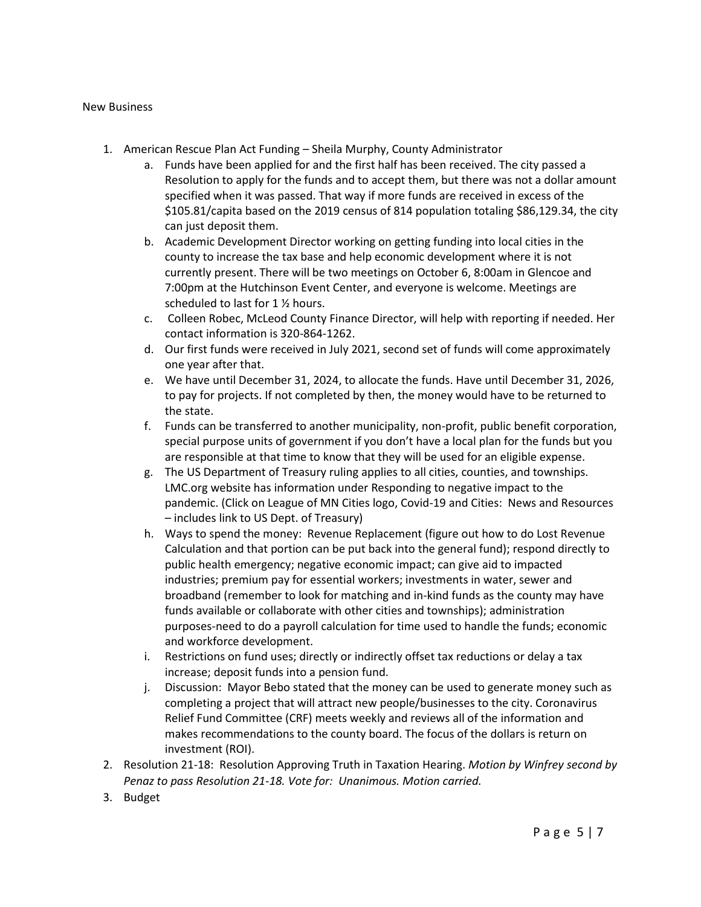New Business

1. American Rescue Plan Act Funding – Sheila Murphy, County Administrator
   a. Funds have been applied for and the first half has been received. The city passed a Resolution to apply for the funds and to accept them, but there was not a dollar amount specified when it was passed. That way if more funds are received in excess of the $105.81/capita based on the 2019 census of 814 population totaling $86,129.34, the city can just deposit them.
   b. Academic Development Director working on getting funding into local cities in the county to increase the tax base and help economic development where it is not currently present. There will be two meetings on October 6, 8:00am in Glencoe and 7:00pm at the Hutchinson Event Center, and everyone is welcome. Meetings are scheduled to last for 1 ½ hours.
   c. Colleen Robec, McLeod County Finance Director, will help with reporting if needed. Her contact information is 320-864-1262.
   d. Our first funds were received in July 2021, second set of funds will come approximately one year after that.
   e. We have until December 31, 2024, to allocate the funds. Have until December 31, 2026, to pay for projects. If not completed by then, the money would have to be returned to the state.
   f. Funds can be transferred to another municipality, non-profit, public benefit corporation, special purpose units of government if you don't have a local plan for the funds but you are responsible at that time to know that they will be used for an eligible expense.
   g. The US Department of Treasury ruling applies to all cities, counties, and townships. LMC.org website has information under Responding to negative impact to the pandemic. (Click on League of MN Cities logo, Covid-19 and Cities: News and Resources – includes link to US Dept. of Treasury)
   h. Ways to spend the money: Revenue Replacement (figure out how to do Lost Revenue Calculation and that portion can be put back into the general fund); respond directly to public health emergency; negative economic impact; can give aid to impacted industries; premium pay for essential workers; investments in water, sewer and broadband (remember to look for matching and in-kind funds as the county may have funds available or collaborate with other cities and townships); administration purposes-need to do a payroll calculation for time used to handle the funds; economic and workforce development.
   i. Restrictions on fund uses; directly or indirectly offset tax reductions or delay a tax increase; deposit funds into a pension fund.
   j. Discussion: Mayor Bebo stated that the money can be used to generate money such as completing a project that will attract new people/businesses to the city. Coronavirus Relief Fund Committee (CRF) meets weekly and reviews all of the information and makes recommendations to the county board. The focus of the dollars is return on investment (ROI).
2. Resolution 21-18: Resolution Approving Truth in Taxation Hearing. *Motion by Winfrey second by Penaz to pass Resolution 21-18. Vote for: Unanimous. Motion carried.*
3. Budget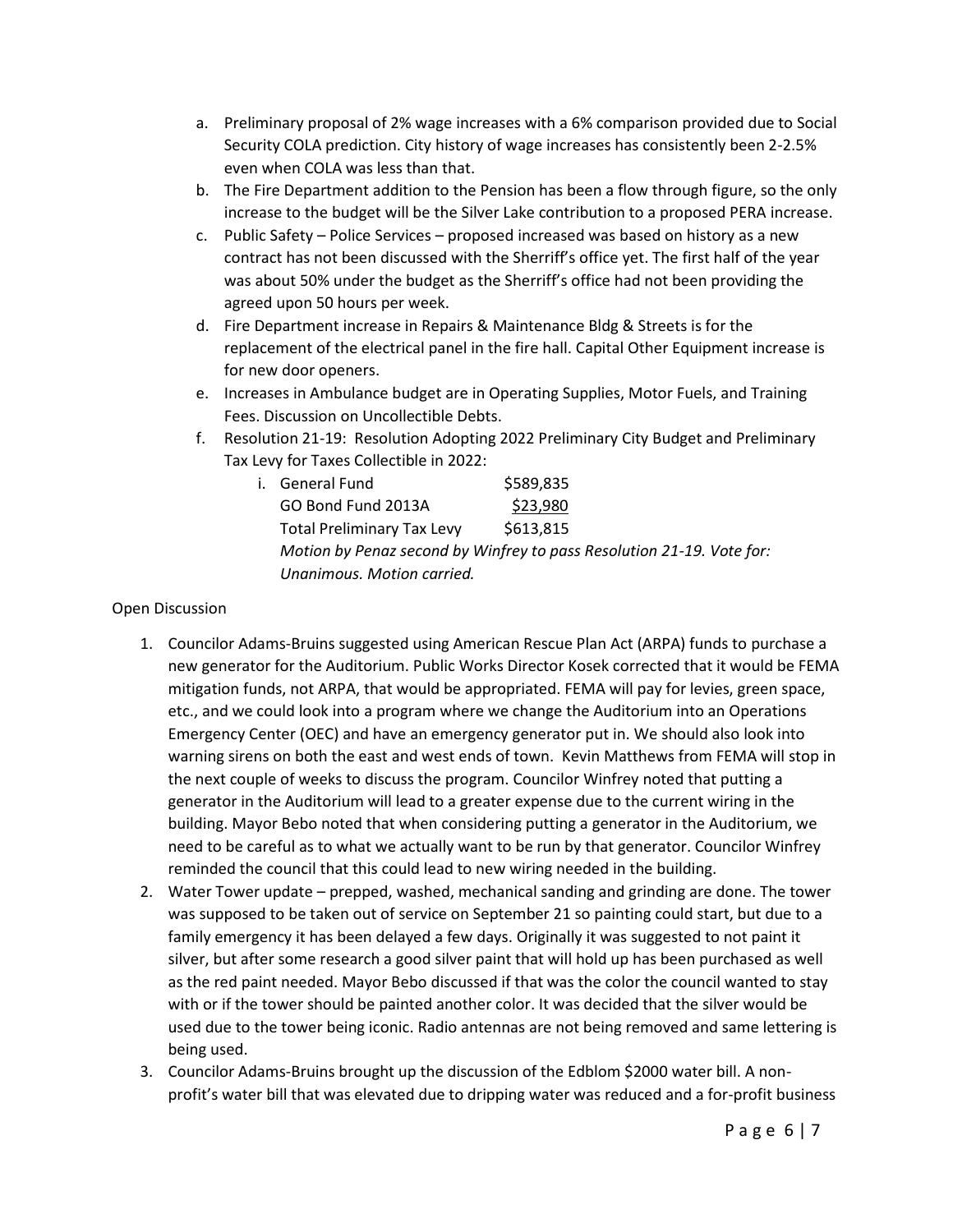a. Preliminary proposal of 2% wage increases with a 6% comparison provided due to Social Security COLA prediction. City history of wage increases has consistently been 2-2.5% even when COLA was less than that.
b. The Fire Department addition to the Pension has been a flow through figure, so the only increase to the budget will be the Silver Lake contribution to a proposed PERA increase.
c. Public Safety – Police Services – proposed increased was based on history as a new contract has not been discussed with the Sherriff's office yet. The first half of the year was about 50% under the budget as the Sherriff's office had not been providing the agreed upon 50 hours per week.
d. Fire Department increase in Repairs & Maintenance Bldg & Streets is for the replacement of the electrical panel in the fire hall. Capital Other Equipment increase is for new door openers.
e. Increases in Ambulance budget are in Operating Supplies, Motor Fuels, and Training Fees. Discussion on Uncollectible Debts.
f. Resolution 21-19: Resolution Adopting 2022 Preliminary City Budget and Preliminary Tax Levy for Taxes Collectible in 2022:
   i. General Fund $589,835
      GO Bond Fund 2013A <u>$23,980</u>
      Total Preliminary Tax Levy $613,815
      *Motion by Penaz second by Winfrey to pass Resolution 21-19. Vote for: Unanimous. Motion carried.*

Open Discussion

1. Councilor Adams-Bruins suggested using American Rescue Plan Act (ARPA) funds to purchase a new generator for the Auditorium. Public Works Director Kosek corrected that it would be FEMA mitigation funds, not ARPA, that would be appropriated. FEMA will pay for levies, green space, etc., and we could look into a program where we change the Auditorium into an Operations Emergency Center (OEC) and have an emergency generator put in. We should also look into warning sirens on both the east and west ends of town. Kevin Matthews from FEMA will stop in the next couple of weeks to discuss the program. Councilor Winfrey noted that putting a generator in the Auditorium will lead to a greater expense due to the current wiring in the building. Mayor Bebo noted that when considering putting a generator in the Auditorium, we need to be careful as to what we actually want to be run by that generator. Councilor Winfrey reminded the council that this could lead to new wiring needed in the building.
2. Water Tower update – prepped, washed, mechanical sanding and grinding are done. The tower was supposed to be taken out of service on September 21 so painting could start, but due to a family emergency it has been delayed a few days. Originally it was suggested to not paint it silver, but after some research a good silver paint that will hold up has been purchased as well as the red paint needed. Mayor Bebo discussed if that was the color the council wanted to stay with or if the tower should be painted another color. It was decided that the silver would be used due to the tower being iconic. Radio antennas are not being removed and same lettering is being used.
3. Councilor Adams-Bruins brought up the discussion of the Edblom $2000 water bill. A non-profit's water bill that was elevated due to dripping water was reduced and a for-profit business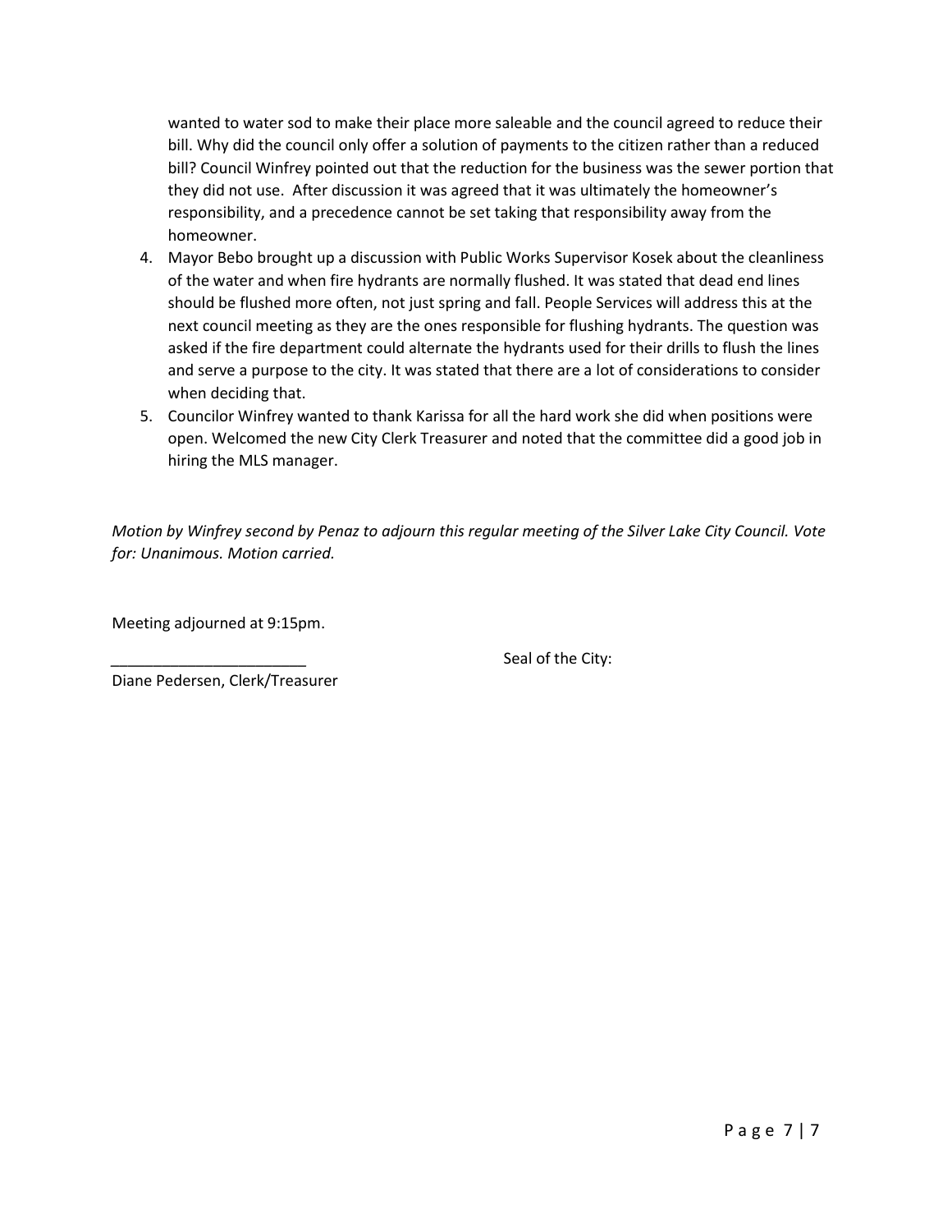wanted to water sod to make their place more saleable and the council agreed to reduce their bill. Why did the council only offer a solution of payments to the citizen rather than a reduced bill? Council Winfrey pointed out that the reduction for the business was the sewer portion that they did not use. After discussion it was agreed that it was ultimately the homeowner's responsibility, and a precedence cannot be set taking that responsibility away from the homeowner.

4. Mayor Bebo brought up a discussion with Public Works Supervisor Kosek about the cleanliness of the water and when fire hydrants are normally flushed. It was stated that dead end lines should be flushed more often, not just spring and fall. People Services will address this at the next council meeting as they are the ones responsible for flushing hydrants. The question was asked if the fire department could alternate the hydrants used for their drills to flush the lines and serve a purpose to the city. It was stated that there are a lot of considerations to consider when deciding that.
5. Councilor Winfrey wanted to thank Karissa for all the hard work she did when positions were open. Welcomed the new City Clerk Treasurer and noted that the committee did a good job in hiring the MLS manager.

*Motion by Winfrey second by Penaz to adjourn this regular meeting of the Silver Lake City Council. Vote for: Unanimous. Motion carried.*

Meeting adjourned at 9:15pm.

_______________________ Seal of the City:

Diane Pedersen, Clerk/Treasurer